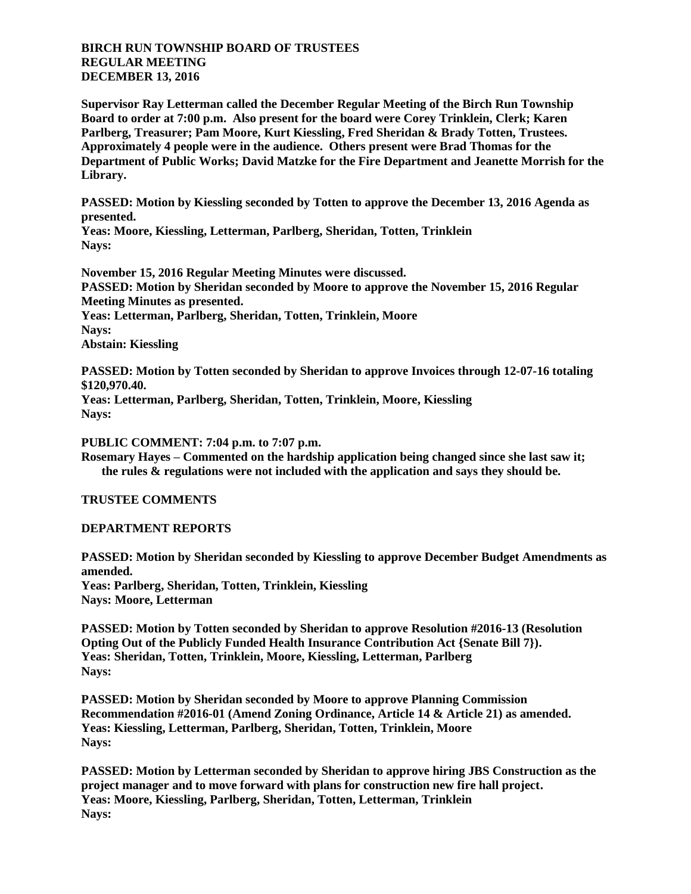**BIRCH RUN TOWNSHIP BOARD OF TRUSTEES**
**REGULAR MEETING**
**DECEMBER 13, 2016**

**Supervisor Ray Letterman called the December Regular Meeting of the Birch Run Township Board to order at 7:00 p.m. Also present for the board were Corey Trinklein, Clerk; Karen Parlberg, Treasurer; Pam Moore, Kurt Kiessling, Fred Sheridan & Brady Totten, Trustees. Approximately 4 people were in the audience. Others present were Brad Thomas for the Department of Public Works; David Matzke for the Fire Department and Jeanette Morrish for the Library.**

**PASSED: Motion by Kiessling seconded by Totten to approve the December 13, 2016 Agenda as presented.**
**Yeas: Moore, Kiessling, Letterman, Parlberg, Sheridan, Totten, Trinklein**
**Nays:**

**November 15, 2016 Regular Meeting Minutes were discussed.**
**PASSED: Motion by Sheridan seconded by Moore to approve the November 15, 2016 Regular Meeting Minutes as presented.**
**Yeas: Letterman, Parlberg, Sheridan, Totten, Trinklein, Moore**
**Nays:**
**Abstain: Kiessling**

**PASSED: Motion by Totten seconded by Sheridan to approve Invoices through 12-07-16 totaling $120,970.40.**
**Yeas: Letterman, Parlberg, Sheridan, Totten, Trinklein, Moore, Kiessling**
**Nays:**

**PUBLIC COMMENT: 7:04 p.m. to 7:07 p.m.**
**Rosemary Hayes – Commented on the hardship application being changed since she last saw it; the rules & regulations were not included with the application and says they should be.**

**TRUSTEE COMMENTS**

**DEPARTMENT REPORTS**

**PASSED: Motion by Sheridan seconded by Kiessling to approve December Budget Amendments as amended.**
**Yeas: Parlberg, Sheridan, Totten, Trinklein, Kiessling**
**Nays: Moore, Letterman**

**PASSED: Motion by Totten seconded by Sheridan to approve Resolution #2016-13 (Resolution Opting Out of the Publicly Funded Health Insurance Contribution Act {Senate Bill 7}).**
**Yeas: Sheridan, Totten, Trinklein, Moore, Kiessling, Letterman, Parlberg**
**Nays:**

**PASSED: Motion by Sheridan seconded by Moore to approve Planning Commission Recommendation #2016-01 (Amend Zoning Ordinance, Article 14 & Article 21) as amended.**
**Yeas: Kiessling, Letterman, Parlberg, Sheridan, Totten, Trinklein, Moore**
**Nays:**

**PASSED: Motion by Letterman seconded by Sheridan to approve hiring JBS Construction as the project manager and to move forward with plans for construction new fire hall project.**
**Yeas: Moore, Kiessling, Parlberg, Sheridan, Totten, Letterman, Trinklein**
**Nays:**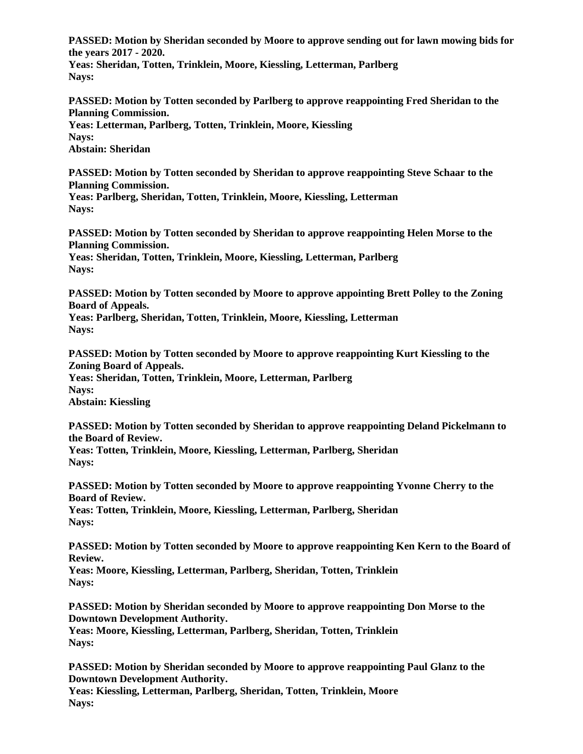**PASSED: Motion by Sheridan seconded by Moore to approve sending out for lawn mowing bids for the years 2017 - 2020.**
**Yeas: Sheridan, Totten, Trinklein, Moore, Kiessling, Letterman, Parlberg**
**Nays:**

**PASSED: Motion by Totten seconded by Parlberg to approve reappointing Fred Sheridan to the Planning Commission.**
**Yeas: Letterman, Parlberg, Totten, Trinklein, Moore, Kiessling**
**Nays:**
**Abstain: Sheridan**

**PASSED: Motion by Totten seconded by Sheridan to approve reappointing Steve Schaar to the Planning Commission.**
**Yeas: Parlberg, Sheridan, Totten, Trinklein, Moore, Kiessling, Letterman**
**Nays:**

**PASSED: Motion by Totten seconded by Sheridan to approve reappointing Helen Morse to the Planning Commission.**
**Yeas: Sheridan, Totten, Trinklein, Moore, Kiessling, Letterman, Parlberg**
**Nays:**

**PASSED: Motion by Totten seconded by Moore to approve appointing Brett Polley to the Zoning Board of Appeals.**
**Yeas: Parlberg, Sheridan, Totten, Trinklein, Moore, Kiessling, Letterman**
**Nays:**

**PASSED: Motion by Totten seconded by Moore to approve reappointing Kurt Kiessling to the Zoning Board of Appeals.**
**Yeas: Sheridan, Totten, Trinklein, Moore, Letterman, Parlberg**
**Nays:**
**Abstain: Kiessling**

**PASSED: Motion by Totten seconded by Sheridan to approve reappointing Deland Pickelmann to the Board of Review.**
**Yeas: Totten, Trinklein, Moore, Kiessling, Letterman, Parlberg, Sheridan**
**Nays:**

**PASSED: Motion by Totten seconded by Moore to approve reappointing Yvonne Cherry to the Board of Review.**
**Yeas: Totten, Trinklein, Moore, Kiessling, Letterman, Parlberg, Sheridan**
**Nays:**

**PASSED: Motion by Totten seconded by Moore to approve reappointing Ken Kern to the Board of Review.**
**Yeas: Moore, Kiessling, Letterman, Parlberg, Sheridan, Totten, Trinklein**
**Nays:**

**PASSED: Motion by Sheridan seconded by Moore to approve reappointing Don Morse to the Downtown Development Authority.**
**Yeas: Moore, Kiessling, Letterman, Parlberg, Sheridan, Totten, Trinklein**
**Nays:**

**PASSED: Motion by Sheridan seconded by Moore to approve reappointing Paul Glanz to the Downtown Development Authority.**
**Yeas: Kiessling, Letterman, Parlberg, Sheridan, Totten, Trinklein, Moore**
**Nays:**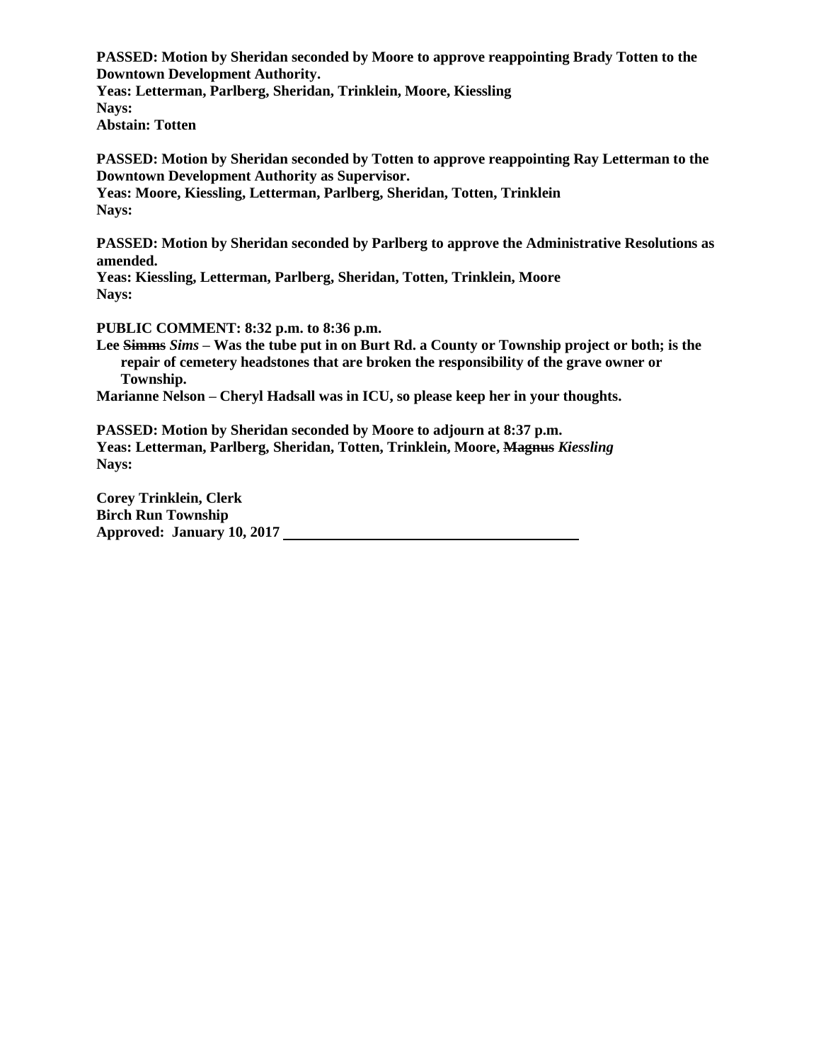**PASSED: Motion by Sheridan seconded by Moore to approve reappointing Brady Totten to the Downtown Development Authority.**
**Yeas: Letterman, Parlberg, Sheridan, Trinklein, Moore, Kiessling**
**Nays:**
**Abstain: Totten**

**PASSED: Motion by Sheridan seconded by Totten to approve reappointing Ray Letterman to the Downtown Development Authority as Supervisor.**
**Yeas: Moore, Kiessling, Letterman, Parlberg, Sheridan, Totten, Trinklein**
**Nays:**

**PASSED: Motion by Sheridan seconded by Parlberg to approve the Administrative Resolutions as amended.**
**Yeas: Kiessling, Letterman, Parlberg, Sheridan, Totten, Trinklein, Moore**
**Nays:**

**PUBLIC COMMENT: 8:32 p.m. to 8:36 p.m.**
**Lee ~~Simms~~ *Sims* – Was the tube put in on Burt Rd. a County or Township project or both; is the repair of cemetery headstones that are broken the responsibility of the grave owner or Township.**
**Marianne Nelson – Cheryl Hadsall was in ICU, so please keep her in your thoughts.**

**PASSED: Motion by Sheridan seconded by Moore to adjourn at 8:37 p.m.**
**Yeas: Letterman, Parlberg, Sheridan, Totten, Trinklein, Moore, ~~Magnus~~ *Kiessling***
**Nays:**

**Corey Trinklein, Clerk**
**Birch Run Township**
**Approved: January 10, 2017 ________________________________________**